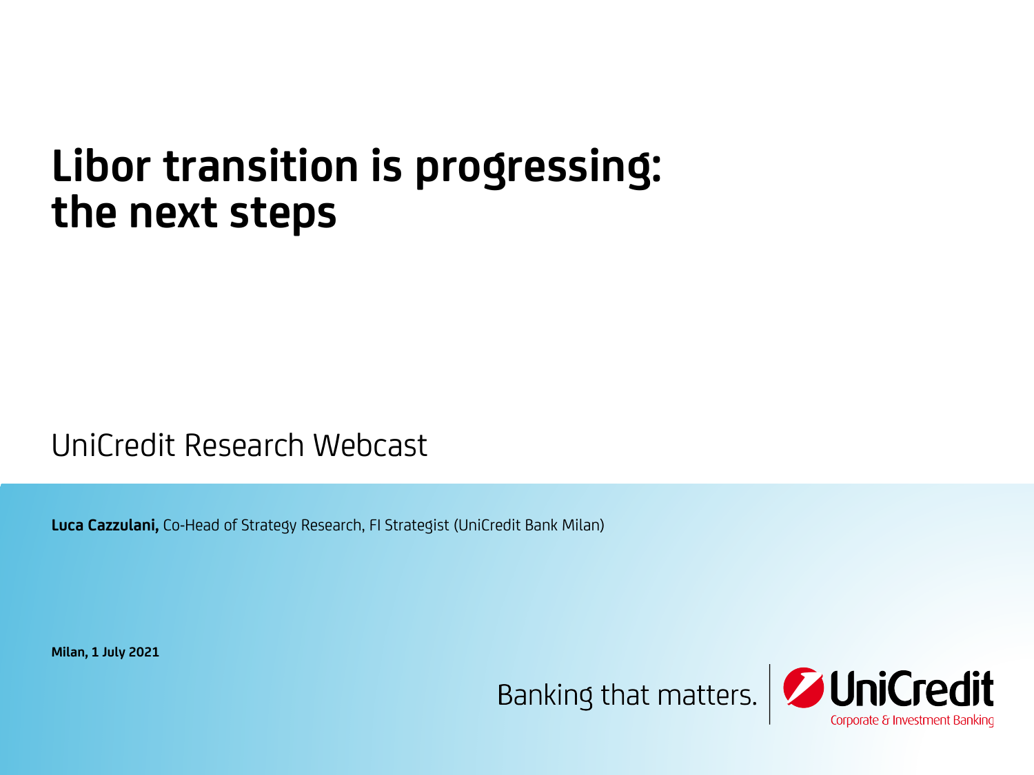# Libor transition is progressing: the next steps

UniCredit Research Webcast

**Luca Cazzulani,** Co-Head of Strategy Research, FI Strategist (UniCredit Bank Milan)

**Milan, 1 July 2021**

Banking that matters. UniCredit Corporate & Investment Banking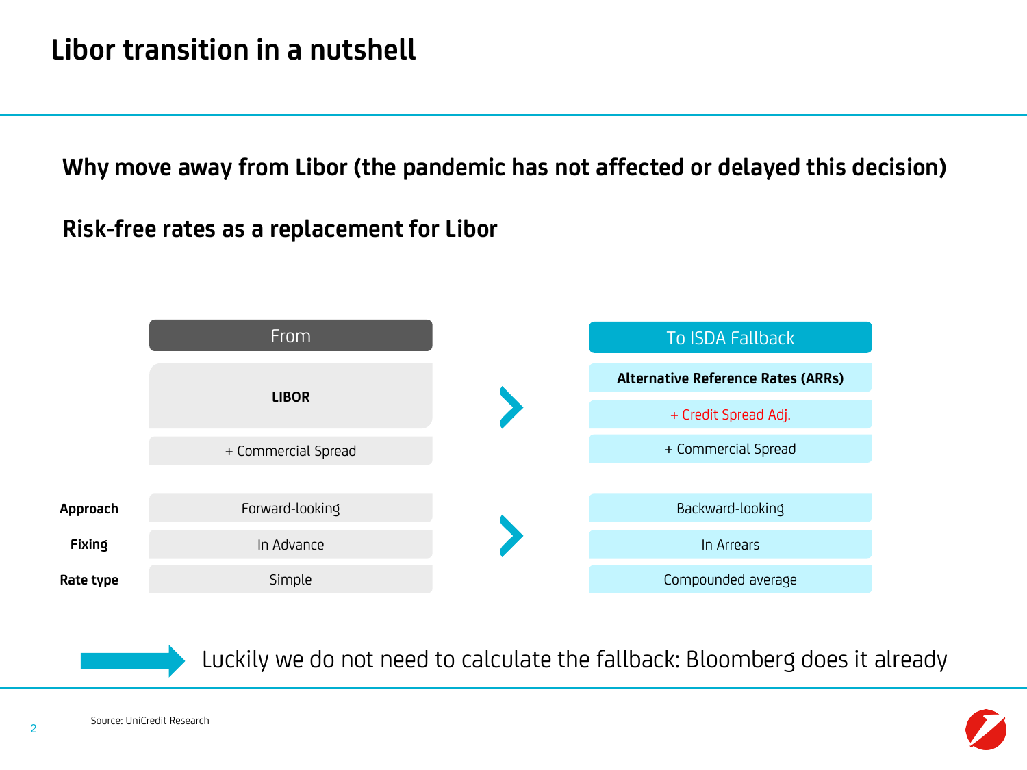# Libor transition in a nutshell

**Why move away from Libor (the pandemic has not affected or delayed this decision)**

**Risk-free rates as a replacement for Libor**

| | From | | To ISDA Fallback |
|---|---|---|---|
| | **LIBOR** | › | **Alternative Reference Rates (ARRs)** |
| | | | + Credit Spread Adj. |
| | + Commercial Spread | | + Commercial Spread |
| **Approach** | Forward-looking | › | Backward-looking |
| **Fixing** | In Advance | | In Arrears |
| **Rate type** | Simple | | Compounded average |

Luckily we do not need to calculate the fallback: Bloomberg does it already

Source: UniCredit Research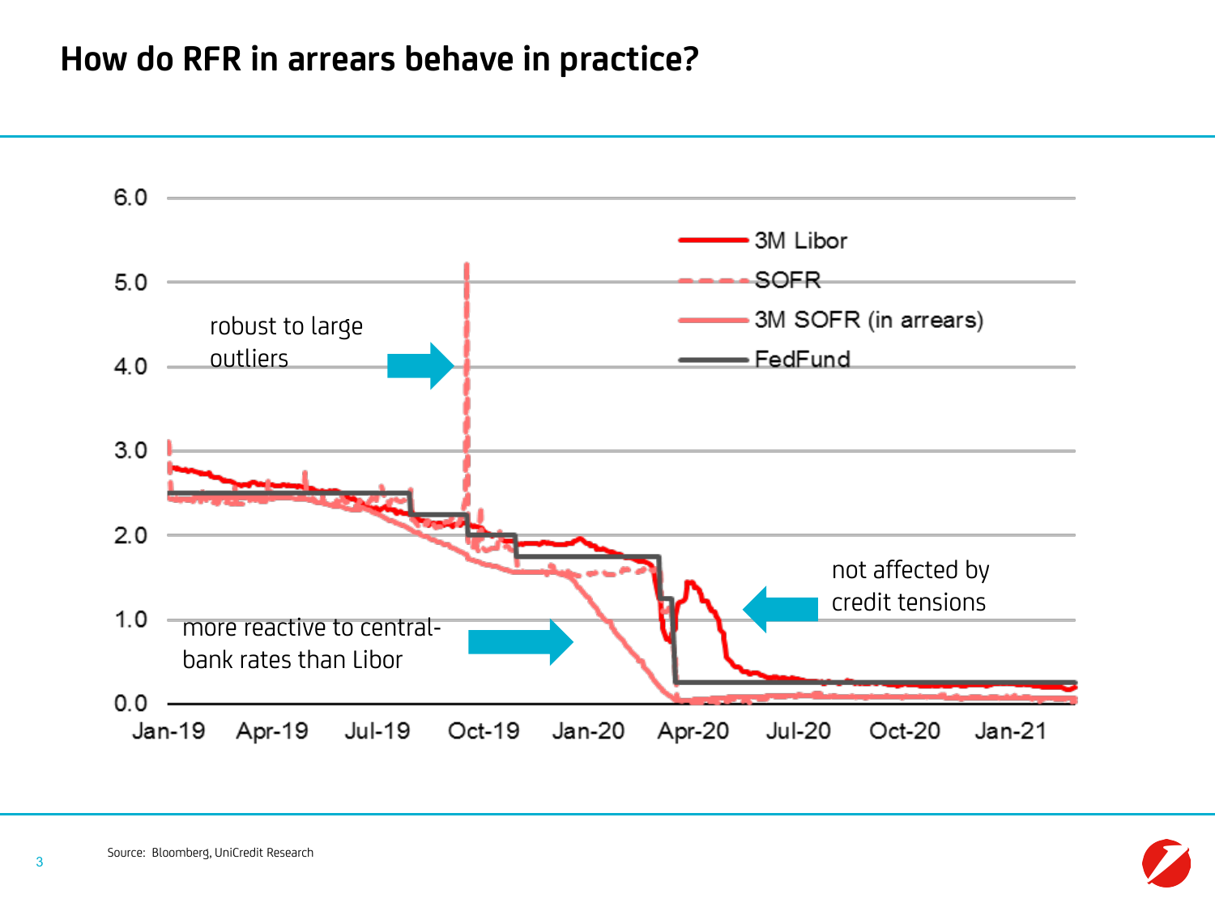# How do RFR in arrears behave in practice?

robust to large outliers

more reactive to central-bank rates than Libor

not affected by credit tensions

3M Libor
SOFR
3M SOFR (in arrears)
FedFund

6.0
5.0
4.0
3.0
2.0
1.0
0.0

Jan-19 Apr-19 Jul-19 Oct-19 Jan-20 Apr-20 Jul-20 Oct-20 Jan-21

Source: Bloomberg, UniCredit Research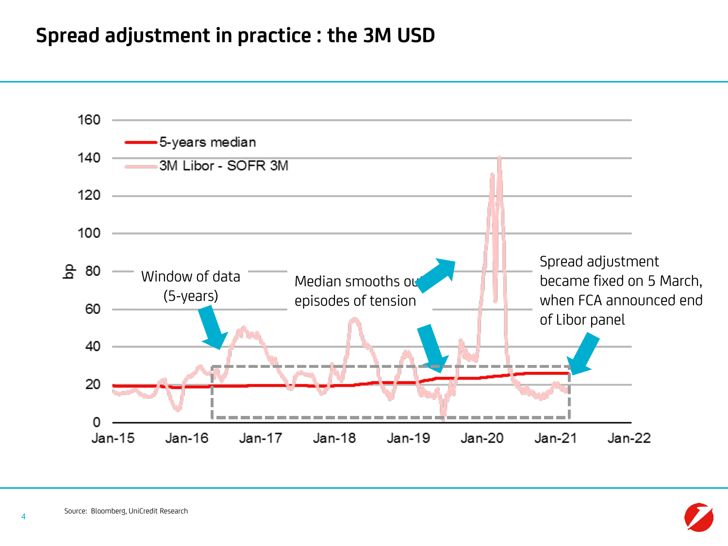# Spread adjustment in practice : the 3M USD

Chart legend: 5-years median; 3M Libor - SOFR 3M

Y-axis: bp (0 to 160). X-axis: Jan-15, Jan-16, Jan-17, Jan-18, Jan-19, Jan-20, Jan-21, Jan-22

Window of data (5-years)

Median smooths out episodes of tension

Spread adjustment became fixed on 5 March, when FCA announced end of Libor panel

Source: Bloomberg, UniCredit Research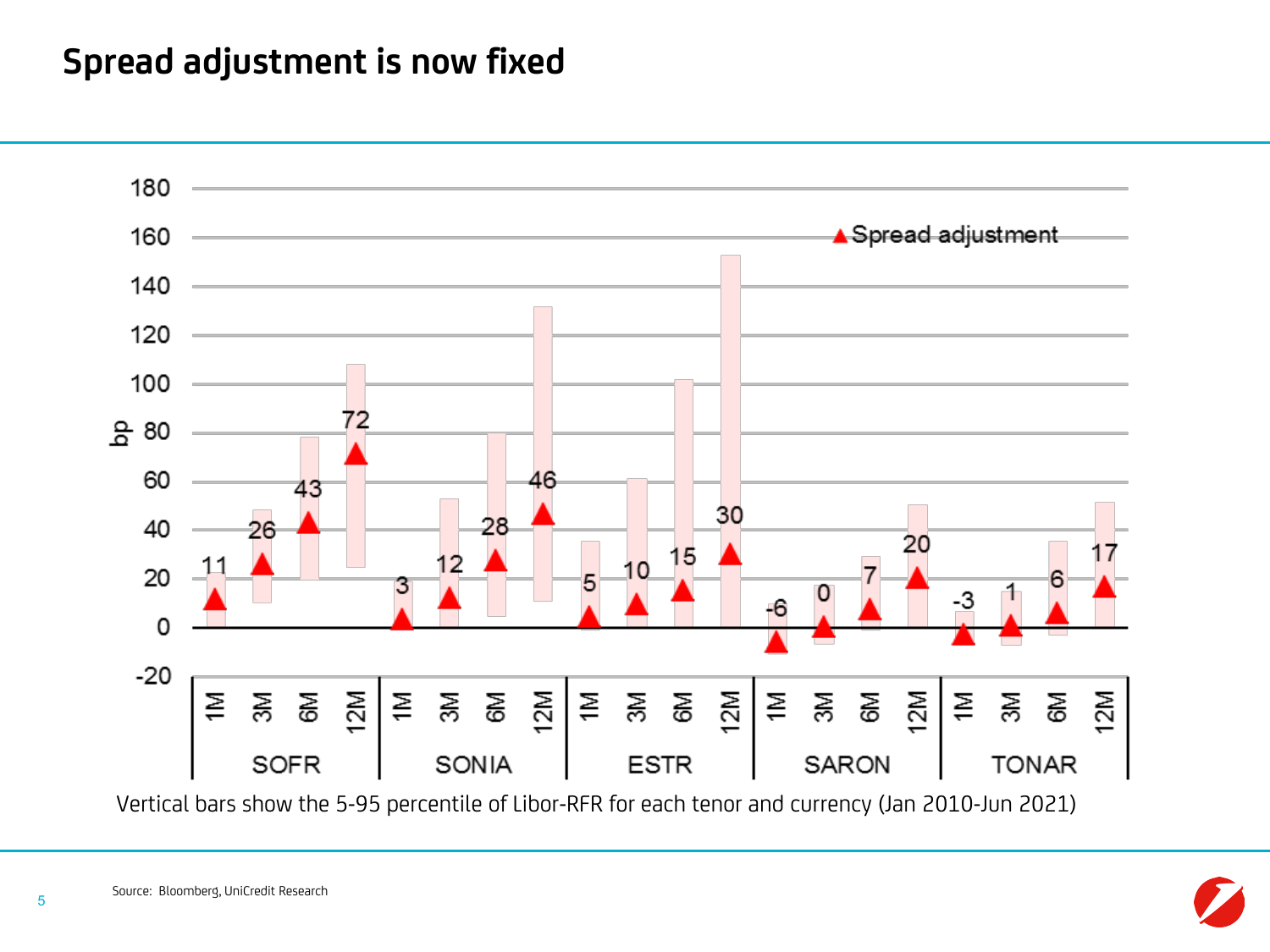# Spread adjustment is now fixed

| | SOFR | | | | SONIA | | | | ESTR | | | | SARON | | | | TONAR | | | |
|---|---|---|---|---|---|---|---|---|---|---|---|---|---|---|---|---|---|---|---|---|
| | 1M | 3M | 6M | 12M | 1M | 3M | 6M | 12M | 1M | 3M | 6M | 12M | 1M | 3M | 6M | 12M | 1M | 3M | 6M | 12M |
| Spread adjustment (bp) | 11 | 26 | 43 | 72 | 3 | 12 | 28 | 46 | 5 | 10 | 15 | 30 | -6 | 0 | 7 | 20 | -3 | 1 | 6 | 17 |

Vertical bars show the 5-95 percentile of Libor-RFR for each tenor and currency (Jan 2010-Jun 2021)

Source: Bloomberg, UniCredit Research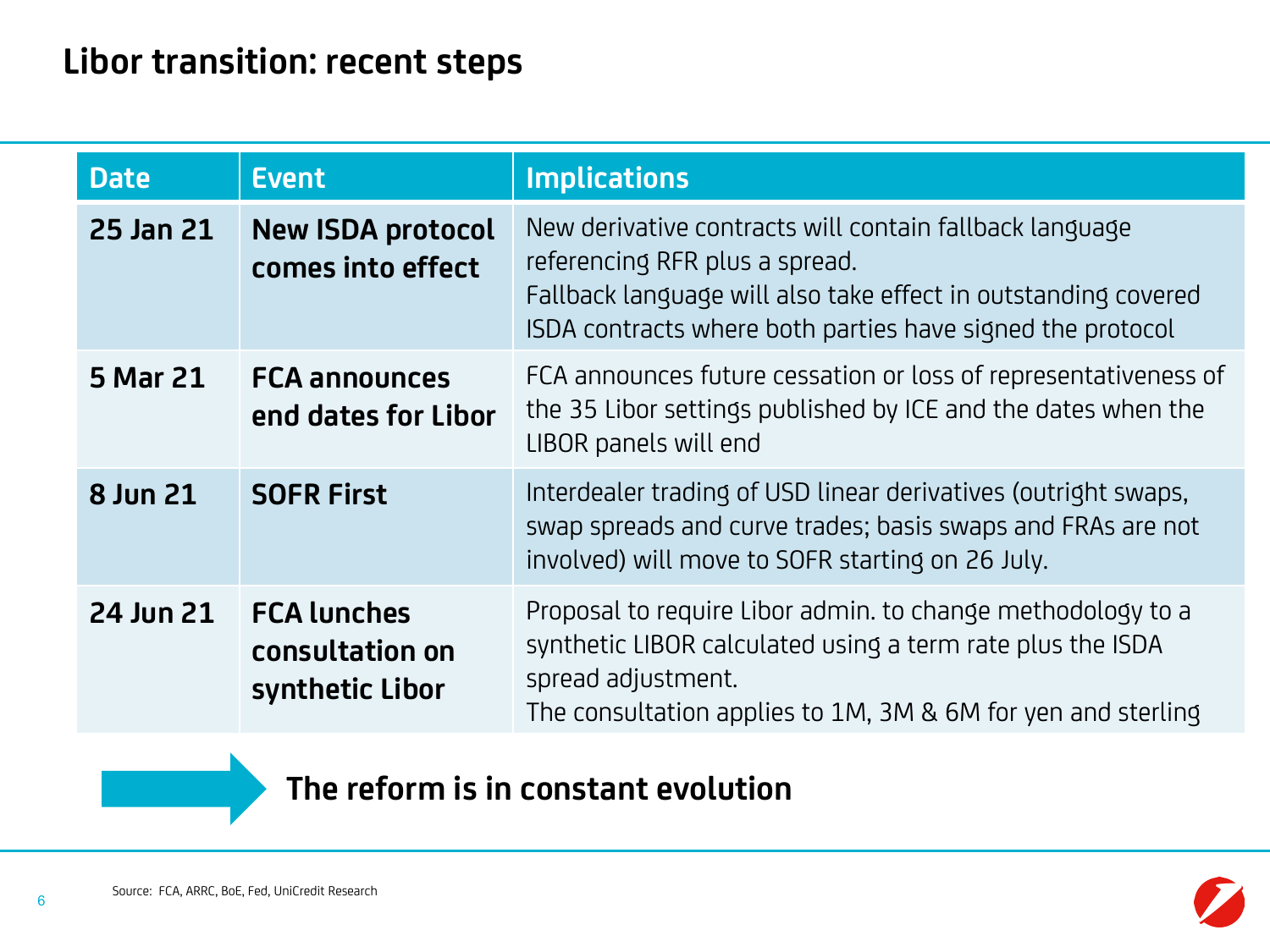# Libor transition: recent steps

| Date | Event | Implications |
|---|---|---|
| **25 Jan 21** | **New ISDA protocol comes into effect** | New derivative contracts will contain fallback language referencing RFR plus a spread.<br>Fallback language will also take effect in outstanding covered ISDA contracts where both parties have signed the protocol |
| **5 Mar 21** | **FCA announces end dates for Libor** | FCA announces future cessation or loss of representativeness of the 35 Libor settings published by ICE and the dates when the LIBOR panels will end |
| **8 Jun 21** | **SOFR First** | Interdealer trading of USD linear derivatives (outright swaps, swap spreads and curve trades; basis swaps and FRAs are not involved) will move to SOFR starting on 26 July. |
| **24 Jun 21** | **FCA lunches consultation on synthetic Libor** | Proposal to require Libor admin. to change methodology to a synthetic LIBOR calculated using a term rate plus the ISDA spread adjustment.<br>The consultation applies to 1M, 3M & 6M for yen and sterling |

**The reform is in constant evolution**

Source: FCA, ARRC, BoE, Fed, UniCredit Research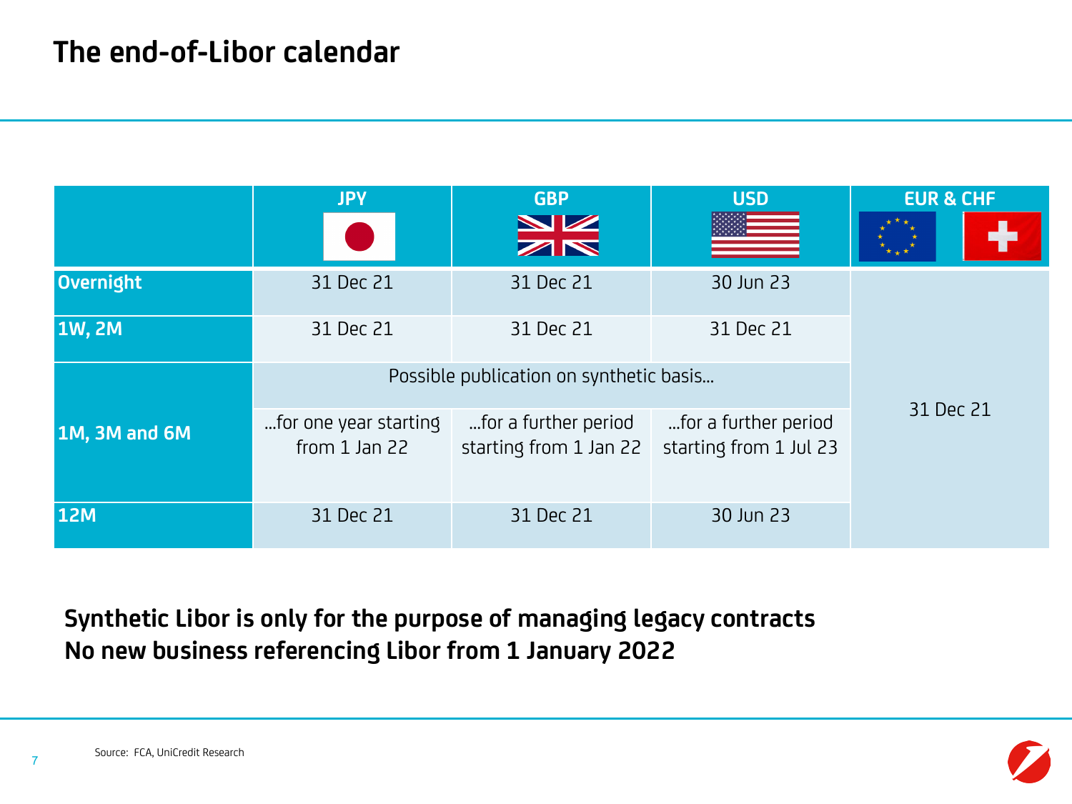# The end-of-Libor calendar

| | JPY | GBP | USD | EUR & CHF |
|---|---|---|---|---|
| Overnight | 31 Dec 21 | 31 Dec 21 | 30 Jun 23 | 31 Dec 21 |
| 1W, 2M | 31 Dec 21 | 31 Dec 21 | 31 Dec 21 | |
| 1M, 3M and 6M | Possible publication on synthetic basis… | | | |
| | …for one year starting from 1 Jan 22 | …for a further period starting from 1 Jan 22 | …for a further period starting from 1 Jul 23 | |
| 12M | 31 Dec 21 | 31 Dec 21 | 30 Jun 23 | |

**Synthetic Libor is only for the purpose of managing legacy contracts**
**No new business referencing Libor from 1 January 2022**

Source: FCA, UniCredit Research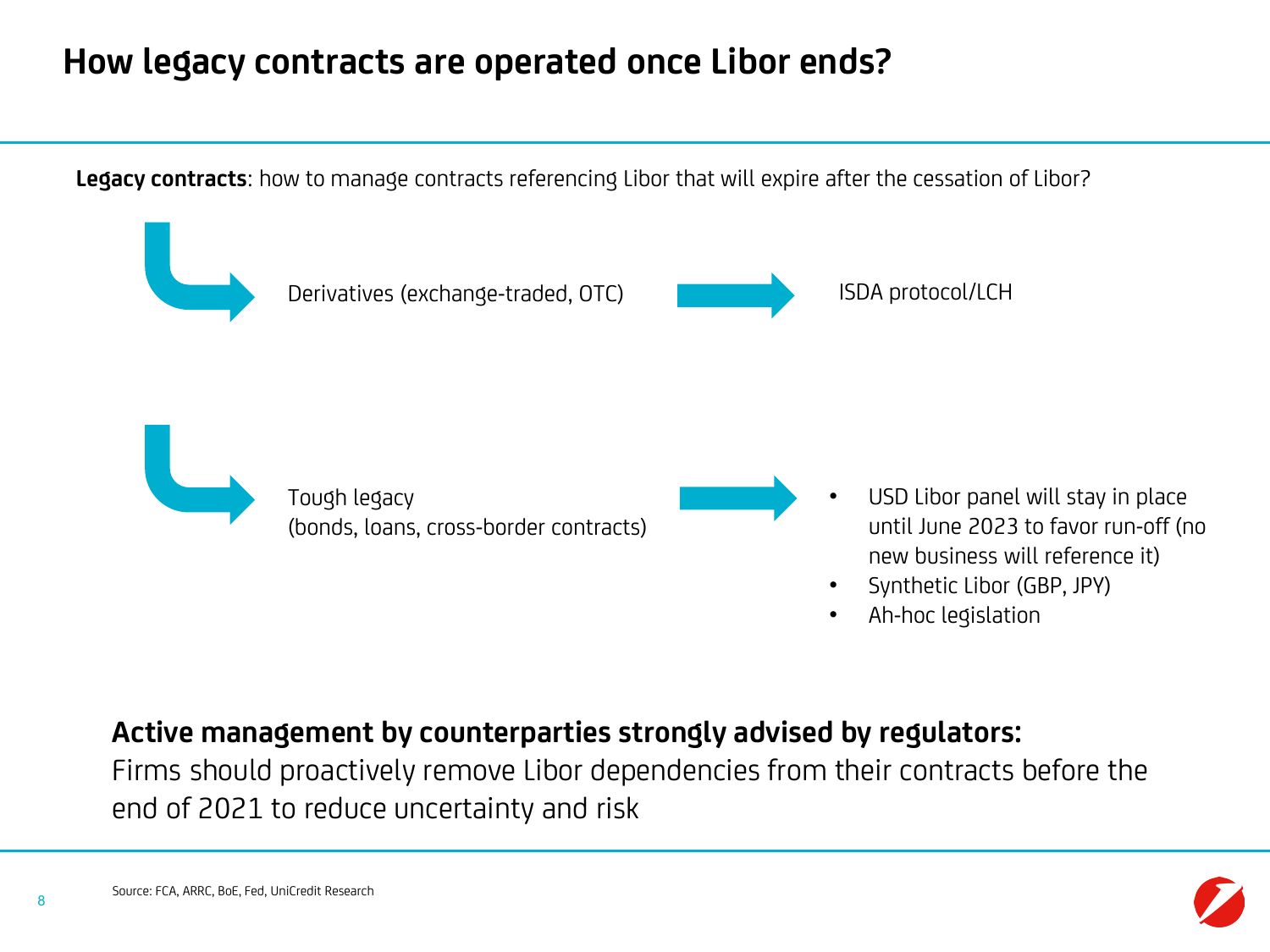# How legacy contracts are operated once Libor ends?

**Legacy contracts**: how to manage contracts referencing Libor that will expire after the cessation of Libor?

- Derivatives (exchange-traded, OTC) → ISDA protocol/LCH

- Tough legacy (bonds, loans, cross-border contracts) →
  - USD Libor panel will stay in place until June 2023 to favor run-off (no new business will reference it)
  - Synthetic Libor (GBP, JPY)
  - Ah-hoc legislation

**Active management by counterparties strongly advised by regulators:**
Firms should proactively remove Libor dependencies from their contracts before the end of 2021 to reduce uncertainty and risk

Source: FCA, ARRC, BoE, Fed, UniCredit Research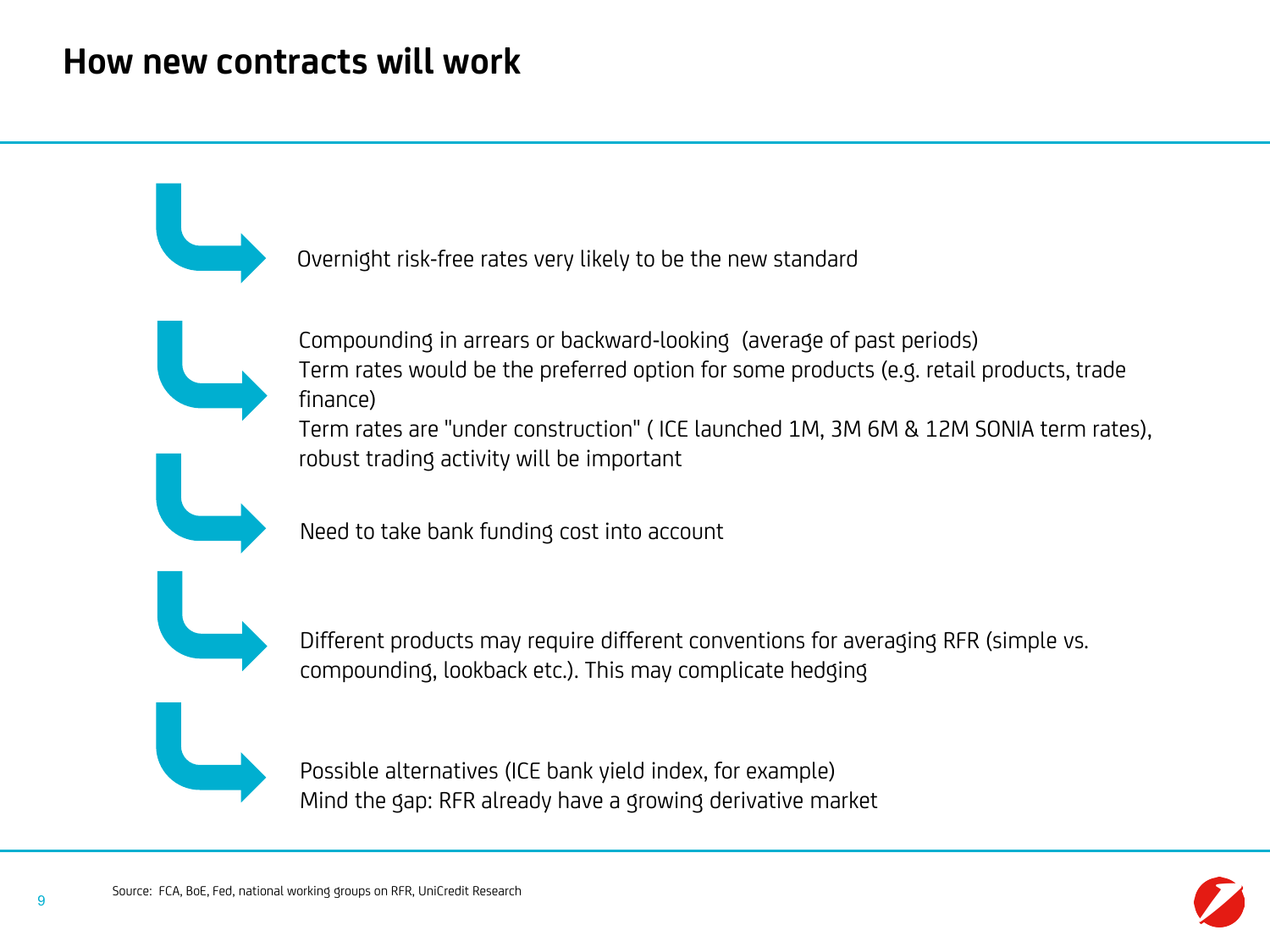# How new contracts will work

- Overnight risk-free rates very likely to be the new standard

- Compounding in arrears or backward-looking (average of past periods)
  Term rates would be the preferred option for some products (e.g. retail products, trade finance)
  Term rates are "under construction" ( ICE launched 1M, 3M 6M & 12M SONIA term rates), robust trading activity will be important

- Need to take bank funding cost into account

- Different products may require different conventions for averaging RFR (simple vs. compounding, lookback etc.). This may complicate hedging

- Possible alternatives (ICE bank yield index, for example)
  Mind the gap: RFR already have a growing derivative market

Source: FCA, BoE, Fed, national working groups on RFR, UniCredit Research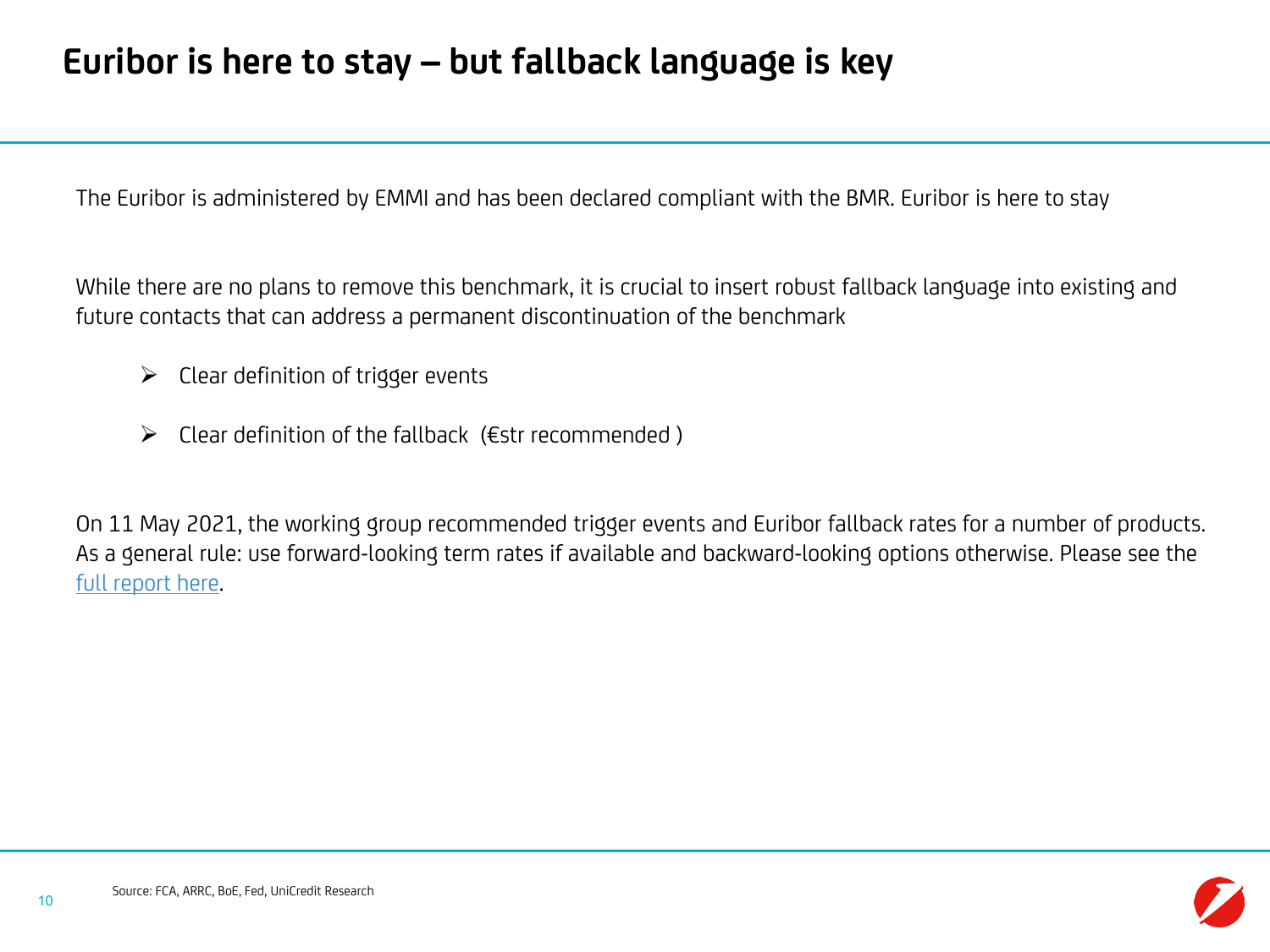# Euribor is here to stay – but fallback language is key

The Euribor is administered by EMMI and has been declared compliant with the BMR. Euribor is here to stay

While there are no plans to remove this benchmark, it is crucial to insert robust fallback language into existing and future contacts that can address a permanent discontinuation of the benchmark

- Clear definition of trigger events
- Clear definition of the fallback (€str recommended )

On 11 May 2021, the working group recommended trigger events and Euribor fallback rates for a number of products. As a general rule: use forward-looking term rates if available and backward-looking options otherwise. Please see the full report here.

Source: FCA, ARRC, BoE, Fed, UniCredit Research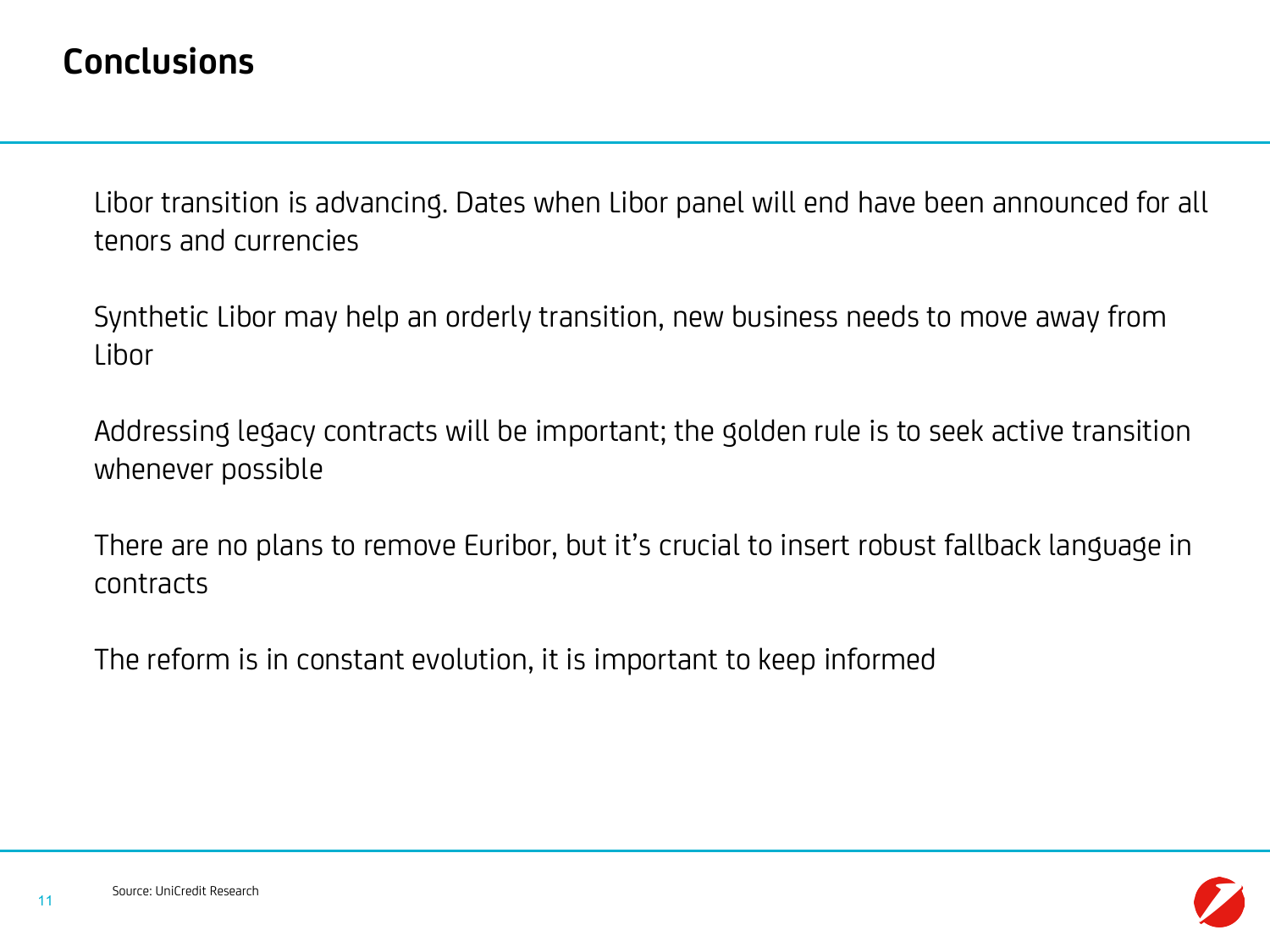# Conclusions

Libor transition is advancing. Dates when Libor panel will end have been announced for all tenors and currencies

Synthetic Libor may help an orderly transition, new business needs to move away from Libor

Addressing legacy contracts will be important; the golden rule is to seek active transition whenever possible

There are no plans to remove Euribor, but it’s crucial to insert robust fallback language in contracts

The reform is in constant evolution, it is important to keep informed

Source: UniCredit Research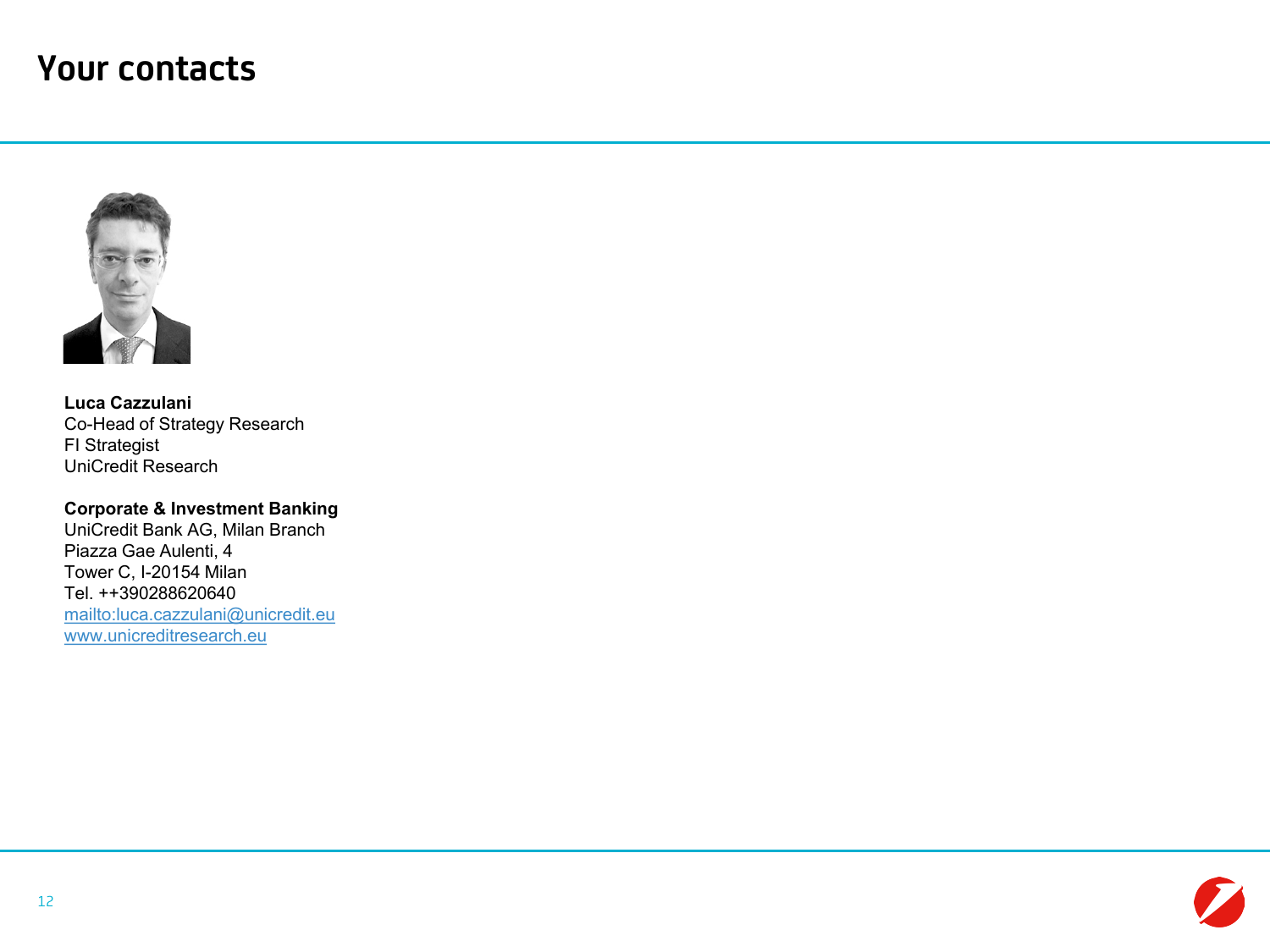# Your contacts

**Luca Cazzulani**
Co-Head of Strategy Research
FI Strategist
UniCredit Research

**Corporate & Investment Banking**
UniCredit Bank AG, Milan Branch
Piazza Gae Aulenti, 4
Tower C, I-20154 Milan
Tel. ++390288620640
mailto:luca.cazzulani@unicredit.eu
www.unicreditresearch.eu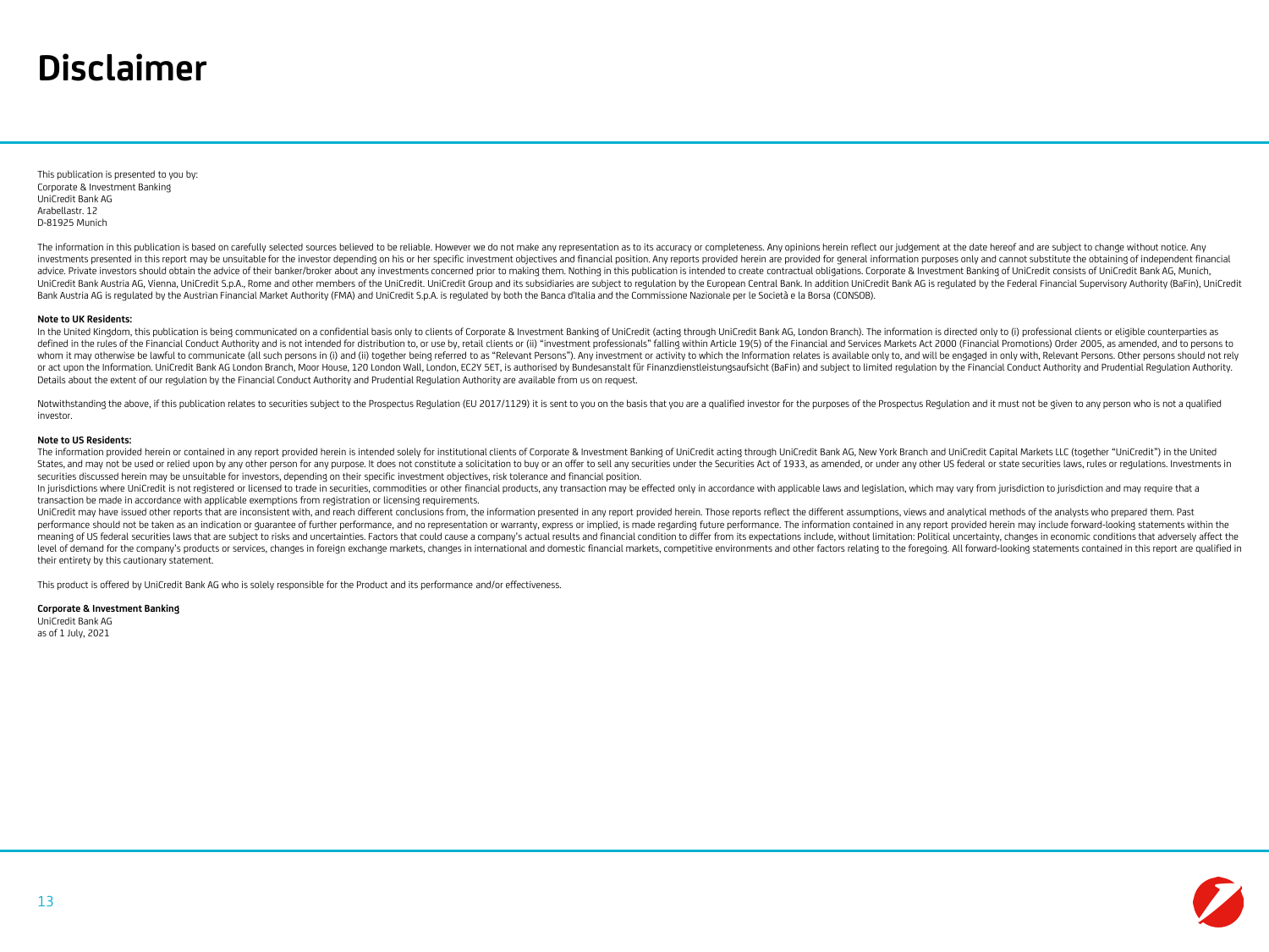# Disclaimer

This publication is presented to you by:
Corporate & Investment Banking
UniCredit Bank AG
Arabellastr. 12
D-81925 Munich

The information in this publication is based on carefully selected sources believed to be reliable. However we do not make any representation as to its accuracy or completeness. Any opinions herein reflect our judgement at the date hereof and are subject to change without notice. Any investments presented in this report may be unsuitable for the investor depending on his or her specific investment objectives and financial position. Any reports provided herein are provided for general information purposes only and cannot substitute the obtaining of independent financial advice. Private investors should obtain the advice of their banker/broker about any investments concerned prior to making them. Nothing in this publication is intended to create contractual obligations. Corporate & Investment Banking of UniCredit consists of UniCredit Bank AG, Munich, UniCredit Bank Austria AG, Vienna, UniCredit S.p.A., Rome and other members of the UniCredit. UniCredit Group and its subsidiaries are subject to regulation by the European Central Bank. In addition UniCredit Bank AG is regulated by the Federal Financial Supervisory Authority (BaFin), UniCredit Bank Austria AG is regulated by the Austrian Financial Market Authority (FMA) and UniCredit S.p.A. is regulated by both the Banca d'Italia and the Commissione Nazionale per le Società e la Borsa (CONSOB).

**Note to UK Residents:**

In the United Kingdom, this publication is being communicated on a confidential basis only to clients of Corporate & Investment Banking of UniCredit (acting through UniCredit Bank AG, London Branch). The information is directed only to (i) professional clients or eligible counterparties as defined in the rules of the Financial Conduct Authority and is not intended for distribution to, or use by, retail clients or (ii) "investment professionals" falling within Article 19(5) of the Financial and Services Markets Act 2000 (Financial Promotions) Order 2005, as amended, and to persons to whom it may otherwise be lawful to communicate (all such persons in (i) and (ii) together being referred to as "Relevant Persons"). Any investment or activity to which the Information relates is available only to, and will be engaged in only with, Relevant Persons. Other persons should not rely or act upon the Information. UniCredit Bank AG London Branch, Moor House, 120 London Wall, London, EC2Y 5ET, is authorised by Bundesanstalt für Finanzdienstleistungsaufsicht (BaFin) and subject to limited regulation by the Financial Conduct Authority and Prudential Regulation Authority. Details about the extent of our regulation by the Financial Conduct Authority and Prudential Regulation Authority are available from us on request.

Notwithstanding the above, if this publication relates to securities subject to the Prospectus Regulation (EU 2017/1129) it is sent to you on the basis that you are a qualified investor for the purposes of the Prospectus Regulation and it must not be given to any person who is not a qualified investor.

**Note to US Residents:**

The information provided herein or contained in any report provided herein is intended solely for institutional clients of Corporate & Investment Banking of UniCredit acting through UniCredit Bank AG, New York Branch and UniCredit Capital Markets LLC (together "UniCredit") in the United States, and may not be used or relied upon by any other person for any purpose. It does not constitute a solicitation to buy or an offer to sell any securities under the Securities Act of 1933, as amended, or under any other US federal or state securities laws, rules or regulations. Investments in securities discussed herein may be unsuitable for investors, depending on their specific investment objectives, risk tolerance and financial position.

In jurisdictions where UniCredit is not registered or licensed to trade in securities, commodities or other financial products, any transaction may be effected only in accordance with applicable laws and legislation, which may vary from jurisdiction to jurisdiction and may require that a transaction be made in accordance with applicable exemptions from registration or licensing requirements.

UniCredit may have issued other reports that are inconsistent with, and reach different conclusions from, the information presented in any report provided herein. Those reports reflect the different assumptions, views and analytical methods of the analysts who prepared them. Past performance should not be taken as an indication or guarantee of further performance, and no representation or warranty, express or implied, is made regarding future performance. The information contained in any report provided herein may include forward-looking statements within the meaning of US federal securities laws that are subject to risks and uncertainties. Factors that could cause a company's actual results and financial condition to differ from its expectations include, without limitation: Political uncertainty, changes in economic conditions that adversely affect the level of demand for the company's products or services, changes in foreign exchange markets, changes in international and domestic financial markets, competitive environments and other factors relating to the foregoing. All forward-looking statements contained in this report are qualified in their entirety by this cautionary statement.

This product is offered by UniCredit Bank AG who is solely responsible for the Product and its performance and/or effectiveness.

**Corporate & Investment Banking**
UniCredit Bank AG
as of 1 July, 2021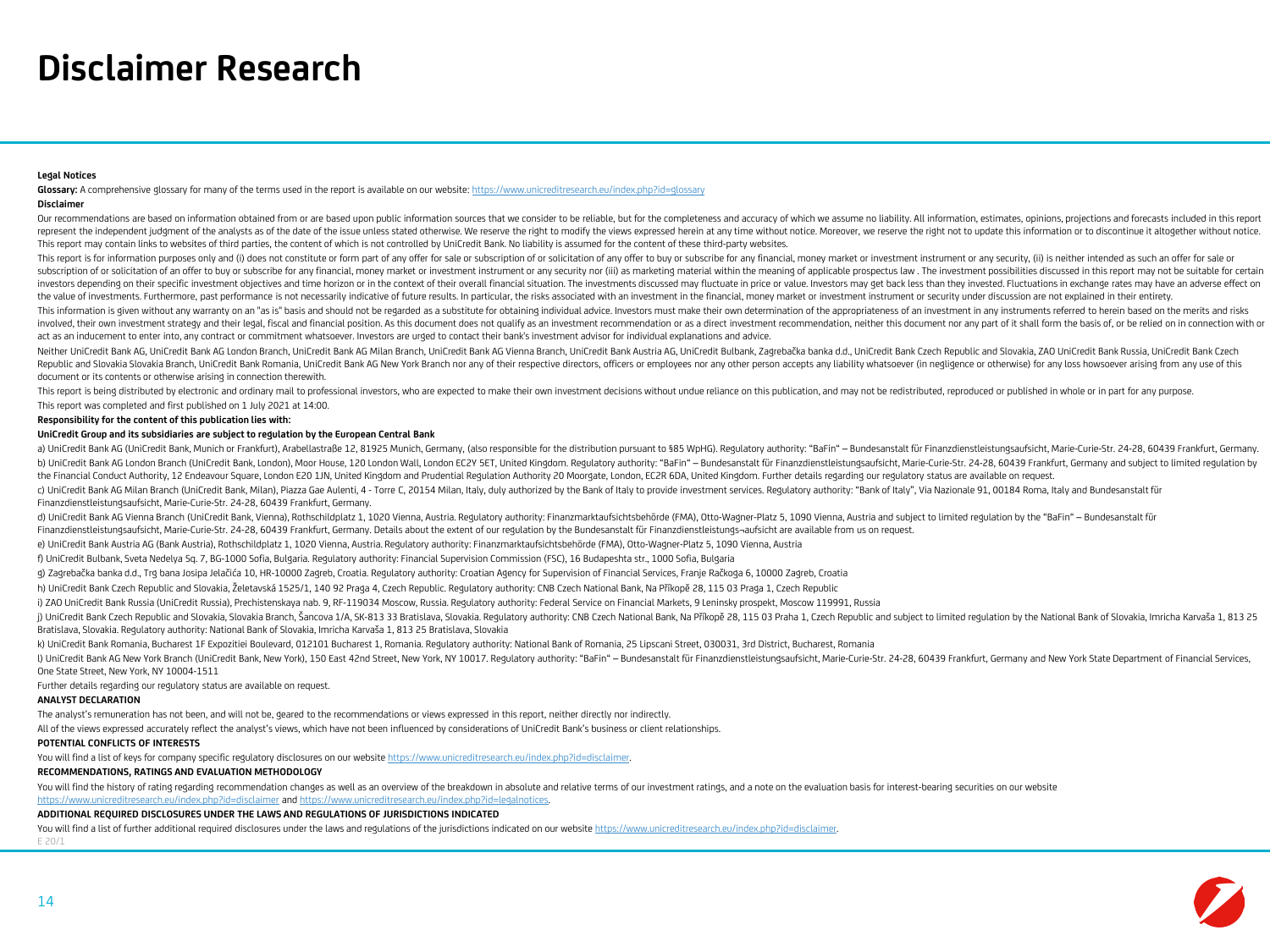# Disclaimer Research

**Legal Notices**

**Glossary:** A comprehensive glossary for many of the terms used in the report is available on our website: https://www.unicreditresearch.eu/index.php?id=glossary

**Disclaimer**

Our recommendations are based on information obtained from or are based upon public information sources that we consider to be reliable, but for the completeness and accuracy of which we assume no liability. All information, estimates, opinions, projections and forecasts included in this report represent the independent judgment of the analysts as of the date of the issue unless stated otherwise. We reserve the right to modify the views expressed herein at any time without notice. Moreover, we reserve the right not to update this information or to discontinue it altogether without notice. This report may contain links to websites of third parties, the content of which is not controlled by UniCredit Bank. No liability is assumed for the content of these third-party websites.

This report is for information purposes only and (i) does not constitute or form part of any offer for sale or subscription of or solicitation of any offer to buy or subscribe for any financial, money market or investment instrument or any security, (ii) is neither intended as such an offer for sale or subscription of or solicitation of an offer to buy or subscribe for any financial, money market or investment instrument or any security nor (iii) as marketing material within the meaning of applicable prospectus law . The investment possibilities discussed in this report may not be suitable for certain investors depending on their specific investment objectives and time horizon or in the context of their overall financial situation. The investments discussed may fluctuate in price or value. Investors may get back less than they invested. Fluctuations in exchange rates may have an adverse effect on the value of investments. Furthermore, past performance is not necessarily indicative of future results. In particular, the risks associated with an investment in the financial, money market or investment instrument or security under discussion are not explained in their entirety.

This information is given without any warranty on an "as is" basis and should not be regarded as a substitute for obtaining individual advice. Investors must make their own determination of the appropriateness of an investment in any instruments referred to herein based on the merits and risks involved, their own investment strategy and their legal, fiscal and financial position. As this document does not qualify as an investment recommendation or as a direct investment recommendation, neither this document nor any part of it shall form the basis of, or be relied on in connection with or act as an inducement to enter into, any contract or commitment whatsoever. Investors are urged to contact their bank's investment advisor for individual explanations and advice.

Neither UniCredit Bank AG, UniCredit Bank AG London Branch, UniCredit Bank AG Milan Branch, UniCredit Bank AG Vienna Branch, UniCredit Bank Austria AG, UniCredit Bulbank, Zagrebačka banka d.d., UniCredit Bank Czech Republic and Slovakia, ZAO UniCredit Bank Russia, UniCredit Bank Czech Republic and Slovakia Slovakia Branch, UniCredit Bank Romania, UniCredit Bank AG New York Branch nor any of their respective directors, officers or employees nor any other person accepts any liability whatsoever (in negligence or otherwise) for any loss howsoever arising from any use of this document or its contents or otherwise arising in connection therewith.

This report is being distributed by electronic and ordinary mail to professional investors, who are expected to make their own investment decisions without undue reliance on this publication, and may not be redistributed, reproduced or published in whole or in part for any purpose.

This report was completed and first published on 1 July 2021 at 14:00.

**Responsibility for the content of this publication lies with:**

**UniCredit Group and its subsidiaries are subject to regulation by the European Central Bank**

a) UniCredit Bank AG (UniCredit Bank, Munich or Frankfurt), Arabellastraße 12, 81925 Munich, Germany, (also responsible for the distribution pursuant to §85 WpHG). Regulatory authority: "BaFin" – Bundesanstalt für Finanzdienstleistungsaufsicht, Marie-Curie-Str. 24-28, 60439 Frankfurt, Germany.

b) UniCredit Bank AG London Branch (UniCredit Bank, London), Moor House, 120 London Wall, London EC2Y 5ET, United Kingdom. Regulatory authority: "BaFin" – Bundesanstalt für Finanzdienstleistungsaufsicht, Marie-Curie-Str. 24-28, 60439 Frankfurt, Germany and subject to limited regulation by the Financial Conduct Authority, 12 Endeavour Square, London E20 1JN, United Kingdom and Prudential Regulation Authority 20 Moorgate, London, EC2R 6DA, United Kingdom. Further details regarding our regulatory status are available on request.

c) UniCredit Bank AG Milan Branch (UniCredit Bank, Milan), Piazza Gae Aulenti, 4 - Torre C, 20154 Milan, Italy, duly authorized by the Bank of Italy to provide investment services. Regulatory authority: "Bank of Italy", Via Nazionale 91, 00184 Roma, Italy and Bundesanstalt für Finanzdienstleistungsaufsicht, Marie-Curie-Str. 24-28, 60439 Frankfurt, Germany.

d) UniCredit Bank AG Vienna Branch (UniCredit Bank, Vienna), Rothschildplatz 1, 1020 Vienna, Austria. Regulatory authority: Finanzmarktaufsichtsbehörde (FMA), Otto-Wagner-Platz 5, 1090 Vienna, Austria and subject to limited regulation by the "BaFin" – Bundesanstalt für Finanzdienstleistungsaufsicht, Marie-Curie-Str. 24-28, 60439 Frankfurt, Germany. Details about the extent of our regulation by the Bundesanstalt für Finanzdienstleistungs¬aufsicht are available from us on request.

e) UniCredit Bank Austria AG (Bank Austria), Rothschildplatz 1, 1020 Vienna, Austria. Regulatory authority: Finanzmarktaufsichtsbehörde (FMA), Otto-Wagner-Platz 5, 1090 Vienna, Austria

f) UniCredit Bulbank, Sveta Nedelya Sq. 7, BG-1000 Sofia, Bulgaria. Regulatory authority: Financial Supervision Commission (FSC), 16 Budapeshta str., 1000 Sofia, Bulgaria

g) Zagrebačka banka d.d., Trg bana Josipa Jelačića 10, HR-10000 Zagreb, Croatia. Regulatory authority: Croatian Agency for Supervision of Financial Services, Franje Račkoga 6, 10000 Zagreb, Croatia

h) UniCredit Bank Czech Republic and Slovakia, Želetavská 1525/1, 140 92 Praga 4, Czech Republic. Regulatory authority: CNB Czech National Bank, Na Příkopě 28, 115 03 Praga 1, Czech Republic

i) ZAO UniCredit Bank Russia (UniCredit Russia), Prechistenskaya nab. 9, RF-119034 Moscow, Russia. Regulatory authority: Federal Service on Financial Markets, 9 Leninsky prospekt, Moscow 119991, Russia

j) UniCredit Bank Czech Republic and Slovakia, Slovakia Branch, Šancova 1/A, SK-813 33 Bratislava, Slovakia. Regulatory authority: CNB Czech National Bank, Na Příkopě 28, 115 03 Praha 1, Czech Republic and subject to limited regulation by the National Bank of Slovakia, Imricha Karvaša 1, 813 25 Bratislava, Slovakia. Regulatory authority: National Bank of Slovakia, Imricha Karvaša 1, 813 25 Bratislava, Slovakia

k) UniCredit Bank Romania, Bucharest 1F Expozitiei Boulevard, 012101 Bucharest 1, Romania. Regulatory authority: National Bank of Romania, 25 Lipscani Street, 030031, 3rd District, Bucharest, Romania

l) UniCredit Bank AG New York Branch (UniCredit Bank, New York), 150 East 42nd Street, New York, NY 10017. Regulatory authority: "BaFin" – Bundesanstalt für Finanzdienstleistungsaufsicht, Marie-Curie-Str. 24-28, 60439 Frankfurt, Germany and New York State Department of Financial Services, One State Street, New York, NY 10004-1511

Further details regarding our regulatory status are available on request.

**ANALYST DECLARATION**

The analyst's remuneration has not been, and will not be, geared to the recommendations or views expressed in this report, neither directly nor indirectly.

All of the views expressed accurately reflect the analyst's views, which have not been influenced by considerations of UniCredit Bank's business or client relationships.

**POTENTIAL CONFLICTS OF INTERESTS**

You will find a list of keys for company specific regulatory disclosures on our website https://www.unicreditresearch.eu/index.php?id=disclaimer.

**RECOMMENDATIONS, RATINGS AND EVALUATION METHODOLOGY**

You will find the history of rating regarding recommendation changes as well as an overview of the breakdown in absolute and relative terms of our investment ratings, and a note on the evaluation basis for interest-bearing securities on our website https://www.unicreditresearch.eu/index.php?id=disclaimer and https://www.unicreditresearch.eu/index.php?id=legalnotices.

**ADDITIONAL REQUIRED DISCLOSURES UNDER THE LAWS AND REGULATIONS OF JURISDICTIONS INDICATED**

You will find a list of further additional required disclosures under the laws and regulations of the jurisdictions indicated on our website https://www.unicreditresearch.eu/index.php?id=disclaimer.

E 20/1